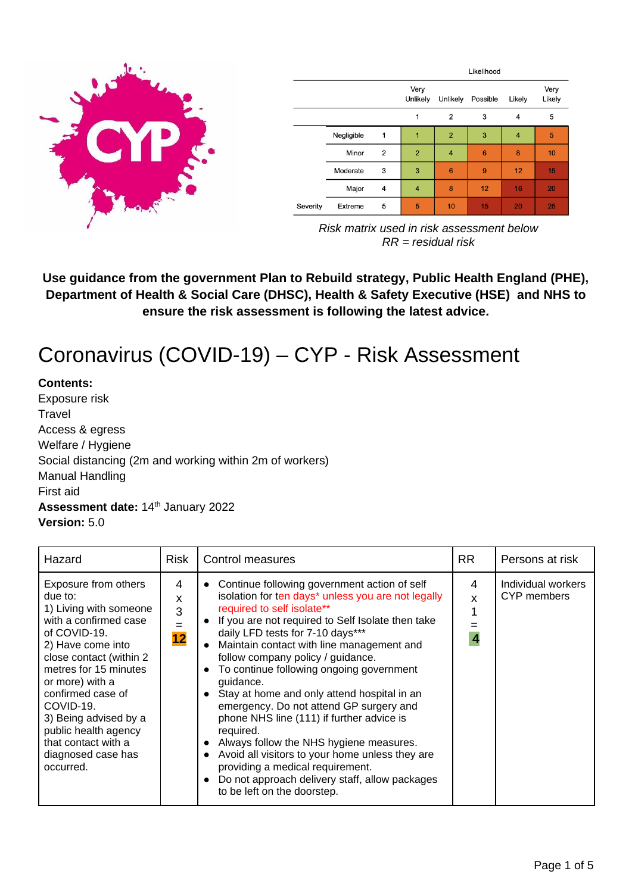| | | | Likelihood | | | | |
|---|---|---|---|---|---|---|---|
| | | | Very Unlikely | Unlikely | Possible | Likely | Very Likely |
| | | | 1 | 2 | 3 | 4 | 5 |
| | Negligible | 1 | 1 | 2 | 3 | 4 | 5 |
| | Minor | 2 | 2 | 4 | 6 | 8 | 10 |
| | Moderate | 3 | 3 | 6 | 9 | 12 | 15 |
| | Major | 4 | 4 | 8 | 12 | 16 | 20 |
| Severity | Extreme | 5 | 5 | 10 | 15 | 20 | 25 |

*Risk matrix used in risk assessment below*
*RR = residual risk*

**Use guidance from the government Plan to Rebuild strategy, Public Health England (PHE), Department of Health & Social Care (DHSC), Health & Safety Executive (HSE) and NHS to ensure the risk assessment is following the latest advice.**

# Coronavirus (COVID-19) – CYP - Risk Assessment

**Contents:**
Exposure risk
Travel
Access & egress
Welfare / Hygiene
Social distancing (2m and working within 2m of workers)
Manual Handling
First aid
**Assessment date:** 14th January 2022
**Version:** 5.0

| Hazard | Risk | Control measures | RR | Persons at risk |
|---|---|---|---|---|
| Exposure from others due to:<br>1) Living with someone with a confirmed case of COVID-19.<br>2) Have come into close contact (within 2 metres for 15 minutes or more) with a confirmed case of COVID-19.<br>3) Being advised by a public health agency that contact with a diagnosed case has occurred. | 4 x 3 = **12** | • Continue following government action of self isolation for ten days* unless you are not legally required to self isolate**<br>• If you are not required to Self Isolate then take daily LFD tests for 7-10 days***<br>• Maintain contact with line management and follow company policy / guidance.<br>• To continue following ongoing government guidance.<br>• Stay at home and only attend hospital in an emergency. Do not attend GP surgery and phone NHS line (111) if further advice is required.<br>• Always follow the NHS hygiene measures.<br>• Avoid all visitors to your home unless they are providing a medical requirement.<br>• Do not approach delivery staff, allow packages to be left on the doorstep. | 4 x 1 = **4** | Individual workers<br>CYP members |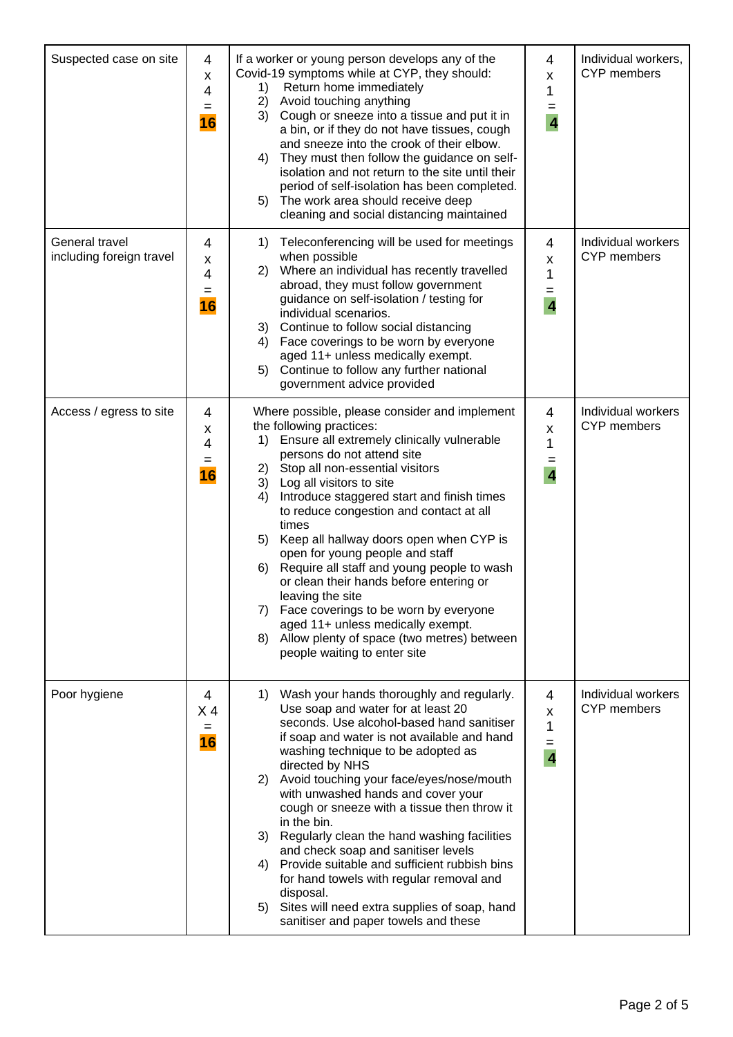| Suspected case on site | 4 x 4 = **16** | If a worker or young person develops any of the Covid-19 symptoms while at CYP, they should:<br>1) Return home immediately<br>2) Avoid touching anything<br>3) Cough or sneeze into a tissue and put it in a bin, or if they do not have tissues, cough and sneeze into the crook of their elbow.<br>4) They must then follow the guidance on self-isolation and not return to the site until their period of self-isolation has been completed.<br>5) The work area should receive deep cleaning and social distancing maintained | 4 x 1 = **4** | Individual workers, CYP members |
|---|---|---|---|---|
| General travel including foreign travel | 4 x 4 = **16** | 1) Teleconferencing will be used for meetings when possible<br>2) Where an individual has recently travelled abroad, they must follow government guidance on self-isolation / testing for individual scenarios.<br>3) Continue to follow social distancing<br>4) Face coverings to be worn by everyone aged 11+ unless medically exempt.<br>5) Continue to follow any further national government advice provided | 4 x 1 = **4** | Individual workers CYP members |
| Access / egress to site | 4 x 4 = **16** | Where possible, please consider and implement the following practices:<br>1) Ensure all extremely clinically vulnerable persons do not attend site<br>2) Stop all non-essential visitors<br>3) Log all visitors to site<br>4) Introduce staggered start and finish times to reduce congestion and contact at all times<br>5) Keep all hallway doors open when CYP is open for young people and staff<br>6) Require all staff and young people to wash or clean their hands before entering or leaving the site<br>7) Face coverings to be worn by everyone aged 11+ unless medically exempt.<br>8) Allow plenty of space (two metres) between people waiting to enter site | 4 x 1 = **4** | Individual workers CYP members |
| Poor hygiene | 4 X 4 = **16** | 1) Wash your hands thoroughly and regularly. Use soap and water for at least 20 seconds. Use alcohol-based hand sanitiser if soap and water is not available and hand washing technique to be adopted as directed by NHS<br>2) Avoid touching your face/eyes/nose/mouth with unwashed hands and cover your cough or sneeze with a tissue then throw it in the bin.<br>3) Regularly clean the hand washing facilities and check soap and sanitiser levels<br>4) Provide suitable and sufficient rubbish bins for hand towels with regular removal and disposal.<br>5) Sites will need extra supplies of soap, hand sanitiser and paper towels and these | 4 x 1 = **4** | Individual workers CYP members |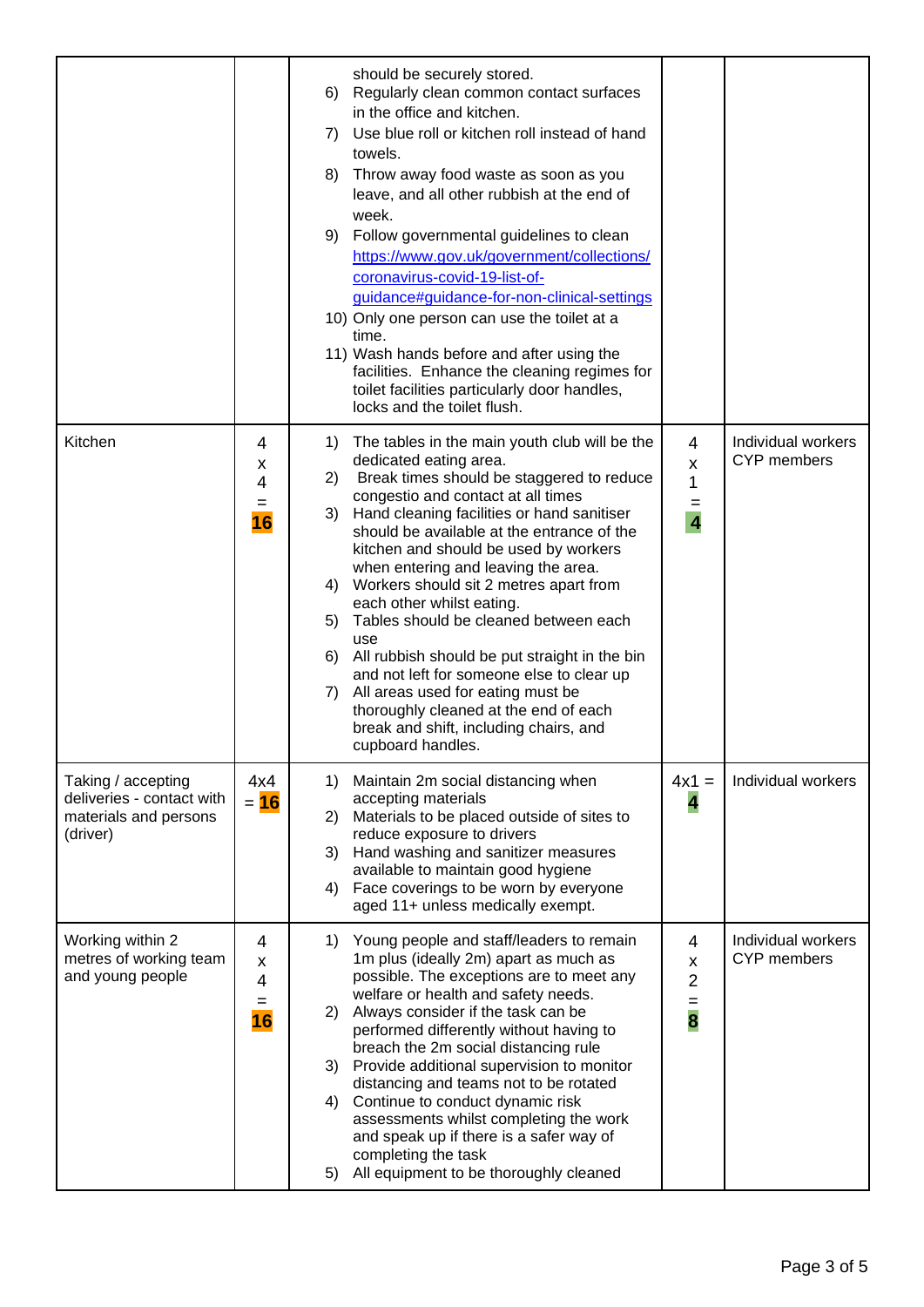| | | | | |
|---|---|---|---|---|
| | | should be securely stored.<br>6) Regularly clean common contact surfaces in the office and kitchen.<br>7) Use blue roll or kitchen roll instead of hand towels.<br>8) Throw away food waste as soon as you leave, and all other rubbish at the end of week.<br>9) Follow governmental guidelines to clean [https://www.gov.uk/government/collections/coronavirus-covid-19-list-of-guidance#guidance-for-non-clinical-settings](https://www.gov.uk/government/collections/coronavirus-covid-19-list-of-guidance#guidance-for-non-clinical-settings)<br>10) Only one person can use the toilet at a time.<br>11) Wash hands before and after using the facilities. Enhance the cleaning regimes for toilet facilities particularly door handles, locks and the toilet flush. | | |
| Kitchen | 4 x 4 = **16** | 1) The tables in the main youth club will be the dedicated eating area.<br>2) Break times should be staggered to reduce congestio and contact at all times<br>3) Hand cleaning facilities or hand sanitiser should be available at the entrance of the kitchen and should be used by workers when entering and leaving the area.<br>4) Workers should sit 2 metres apart from each other whilst eating.<br>5) Tables should be cleaned between each use<br>6) All rubbish should be put straight in the bin and not left for someone else to clear up<br>7) All areas used for eating must be thoroughly cleaned at the end of each break and shift, including chairs, and cupboard handles. | 4 x 1 = **4** | Individual workers CYP members |
| Taking / accepting deliveries - contact with materials and persons (driver) | 4x4 = **16** | 1) Maintain 2m social distancing when accepting materials<br>2) Materials to be placed outside of sites to reduce exposure to drivers<br>3) Hand washing and sanitizer measures available to maintain good hygiene<br>4) Face coverings to be worn by everyone aged 11+ unless medically exempt. | 4x1 = **4** | Individual workers |
| Working within 2 metres of working team and young people | 4 x 4 = **16** | 1) Young people and staff/leaders to remain 1m plus (ideally 2m) apart as much as possible. The exceptions are to meet any welfare or health and safety needs.<br>2) Always consider if the task can be performed differently without having to breach the 2m social distancing rule<br>3) Provide additional supervision to monitor distancing and teams not to be rotated<br>4) Continue to conduct dynamic risk assessments whilst completing the work and speak up if there is a safer way of completing the task<br>5) All equipment to be thoroughly cleaned | 4 x 2 = **8** | Individual workers CYP members |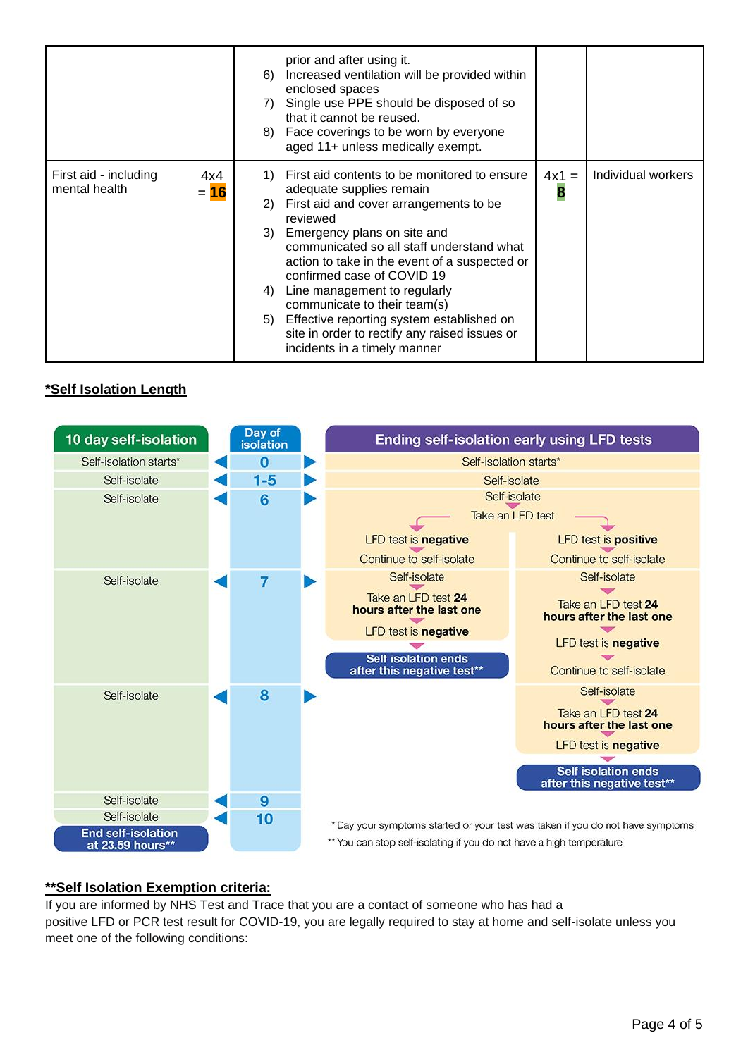| | | | | |
|---|---|---|---|---|
| | | prior and after using it.<br>6) Increased ventilation will be provided within enclosed spaces<br>7) Single use PPE should be disposed of so that it cannot be reused.<br>8) Face coverings to be worn by everyone aged 11+ unless medically exempt. | | |
| First aid - including mental health | 4x4 = **16** | 1) First aid contents to be monitored to ensure adequate supplies remain<br>2) First aid and cover arrangements to be reviewed<br>3) Emergency plans on site and communicated so all staff understand what action to take in the event of a suspected or confirmed case of COVID 19<br>4) Line management to regularly communicate to their team(s)<br>5) Effective reporting system established on site in order to rectify any raised issues or incidents in a timely manner | 4x1 = **8** | Individual workers |

**\*Self Isolation Length**

| 10 day self-isolation | Day of isolation | Ending self-isolation early using LFD tests | |
|---|---|---|---|
| Self-isolation starts* | 0 | Self-isolation starts* | |
| Self-isolate | 1-5 | Self-isolate | |
| Self-isolate | 6 | Self-isolate<br>Take an LFD test<br>LFD test is **negative**<br>Continue to self-isolate | LFD test is **positive**<br>Continue to self-isolate |
| Self-isolate | 7 | Self-isolate<br>Take an LFD test **24 hours after the last one**<br>LFD test is **negative**<br>**Self isolation ends after this negative test\*\*** | Self-isolate<br>Take an LFD test **24 hours after the last one**<br>LFD test is **negative**<br>Continue to self-isolate |
| Self-isolate | 8 | | Self-isolate<br>Take an LFD test **24 hours after the last one**<br>LFD test is **negative**<br>**Self isolation ends after this negative test\*\*** |
| Self-isolate | 9 | | |
| Self-isolate | 10 | | |
| **End self-isolation at 23.59 hours\*\*** | | | |

\* Day your symptoms started or your test was taken if you do not have symptoms

\*\* You can stop self-isolating if you do not have a high temperature

**\*\*Self Isolation Exemption criteria:**

If you are informed by NHS Test and Trace that you are a contact of someone who has had a positive LFD or PCR test result for COVID-19, you are legally required to stay at home and self-isolate unless you meet one of the following conditions: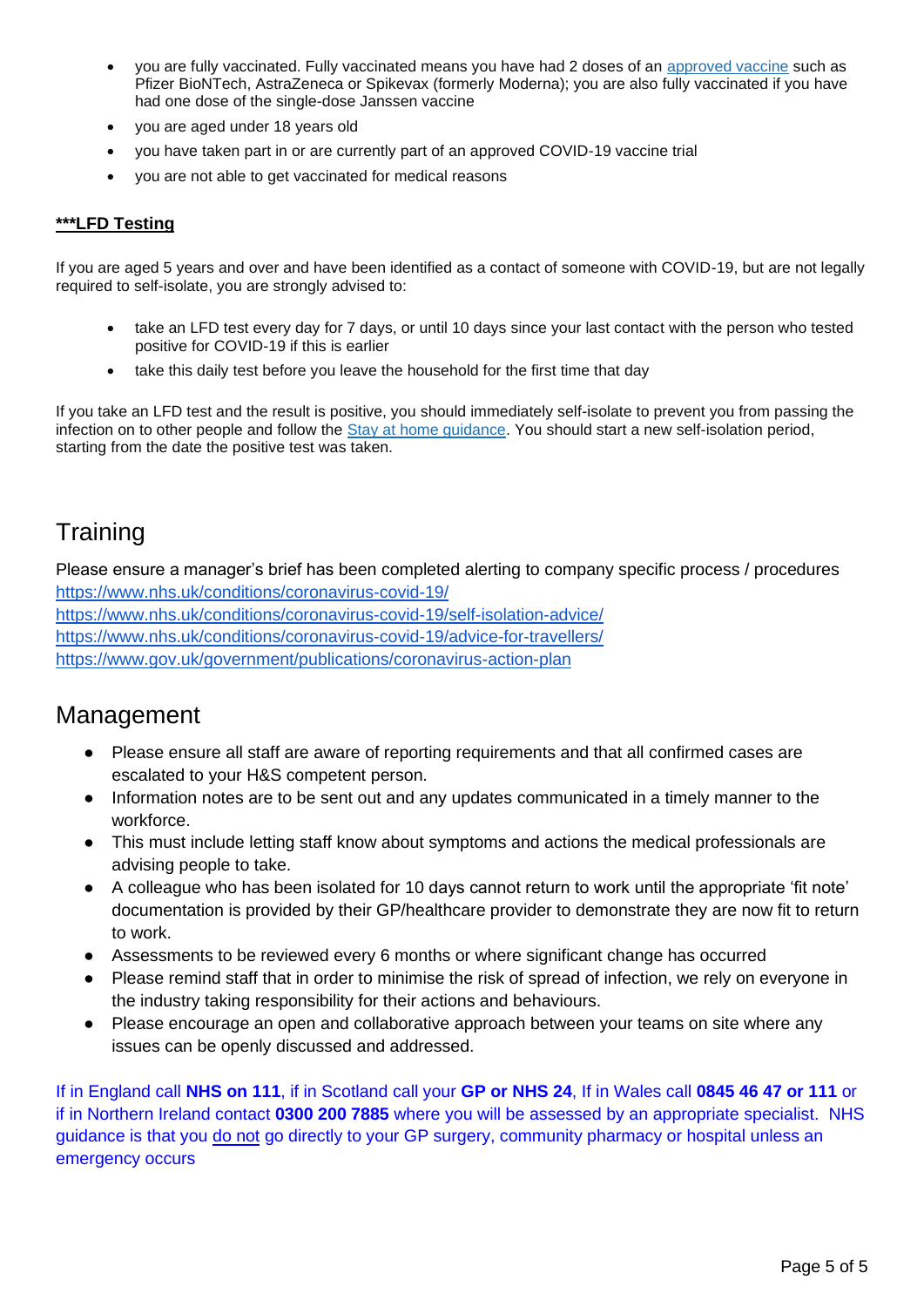- you are fully vaccinated. Fully vaccinated means you have had 2 doses of an [approved vaccine](#) such as Pfizer BioNTech, AstraZeneca or Spikevax (formerly Moderna); you are also fully vaccinated if you have had one dose of the single-dose Janssen vaccine
- you are aged under 18 years old
- you have taken part in or are currently part of an approved COVID-19 vaccine trial
- you are not able to get vaccinated for medical reasons

**<u>***LFD Testing</u>**

If you are aged 5 years and over and have been identified as a contact of someone with COVID-19, but are not legally required to self-isolate, you are strongly advised to:

- take an LFD test every day for 7 days, or until 10 days since your last contact with the person who tested positive for COVID-19 if this is earlier
- take this daily test before you leave the household for the first time that day

If you take an LFD test and the result is positive, you should immediately self-isolate to prevent you from passing the infection on to other people and follow the [Stay at home guidance](#). You should start a new self-isolation period, starting from the date the positive test was taken.

# Training

Please ensure a manager's brief has been completed alerting to company specific process / procedures
https://www.nhs.uk/conditions/coronavirus-covid-19/
https://www.nhs.uk/conditions/coronavirus-covid-19/self-isolation-advice/
https://www.nhs.uk/conditions/coronavirus-covid-19/advice-for-travellers/
https://www.gov.uk/government/publications/coronavirus-action-plan

# Management

- Please ensure all staff are aware of reporting requirements and that all confirmed cases are escalated to your H&S competent person.
- Information notes are to be sent out and any updates communicated in a timely manner to the workforce.
- This must include letting staff know about symptoms and actions the medical professionals are advising people to take.
- A colleague who has been isolated for 10 days cannot return to work until the appropriate 'fit note' documentation is provided by their GP/healthcare provider to demonstrate they are now fit to return to work.
- Assessments to be reviewed every 6 months or where significant change has occurred
- Please remind staff that in order to minimise the risk of spread of infection, we rely on everyone in the industry taking responsibility for their actions and behaviours.
- Please encourage an open and collaborative approach between your teams on site where any issues can be openly discussed and addressed.

If in England call **NHS on 111**, if in Scotland call your **GP or NHS 24**, If in Wales call **0845 46 47 or 111** or if in Northern Ireland contact **0300 200 7885** where you will be assessed by an appropriate specialist. NHS guidance is that you <u>do not</u> go directly to your GP surgery, community pharmacy or hospital unless an emergency occurs